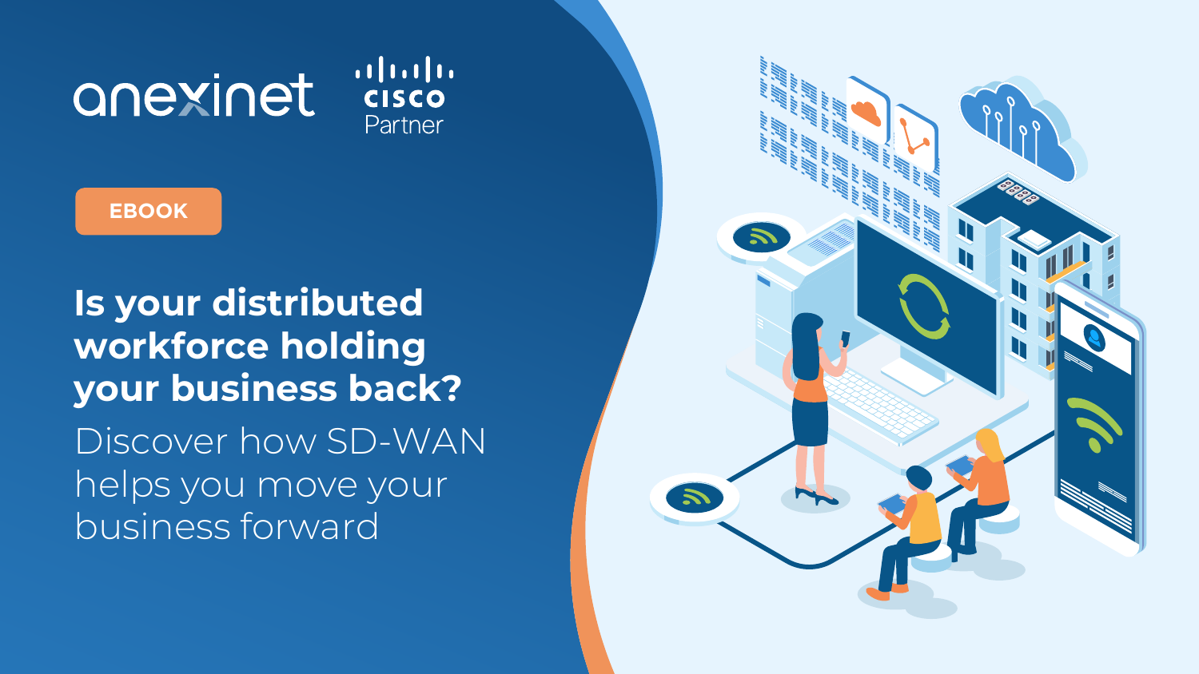anexinet | cisco Partner

EBOOK

# Is your distributed workforce holding your business back?

Discover how SD-WAN helps you move your business forward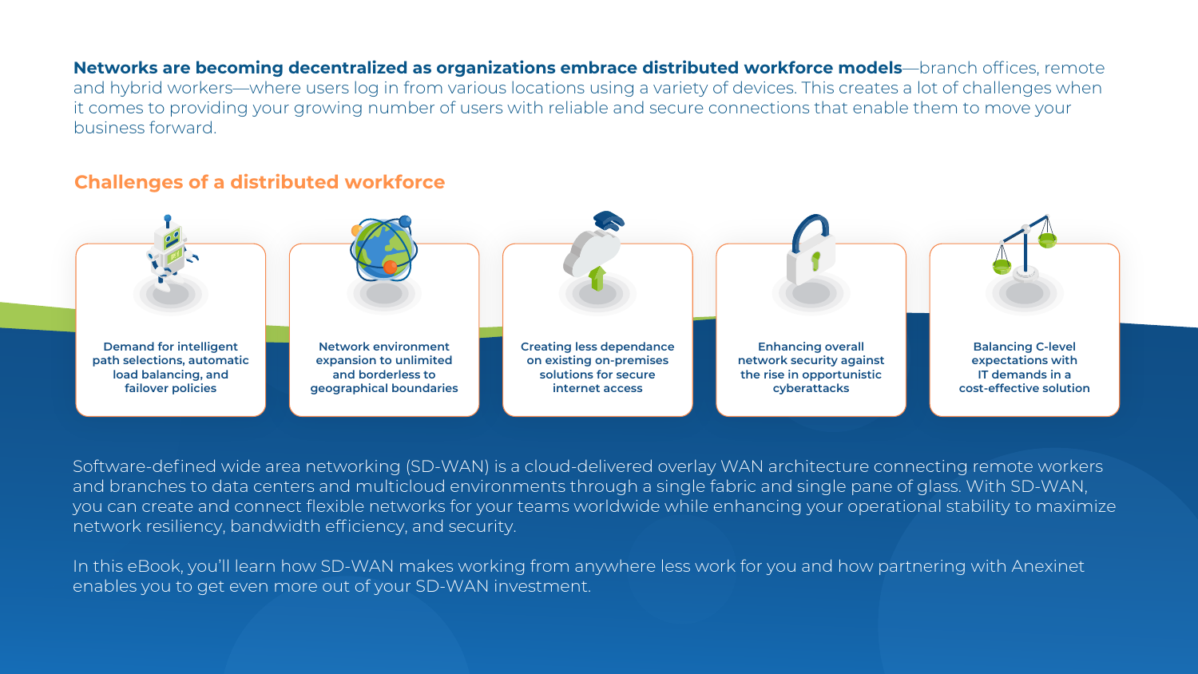**Networks are becoming decentralized as organizations embrace distributed workforce models**—branch offices, remote and hybrid workers—where users log in from various locations using a variety of devices. This creates a lot of challenges when it comes to providing your growing number of users with reliable and secure connections that enable them to move your business forward.

## Challenges of a distributed workforce

- **Demand for intelligent path selections, automatic load balancing, and failover policies**
- **Network environment expansion to unlimited and borderless to geographical boundaries**
- **Creating less dependance on existing on-premises solutions for secure internet access**
- **Enhancing overall network security against the rise in opportunistic cyberattacks**
- **Balancing C-level expectations with IT demands in a cost-effective solution**

Software-defined wide area networking (SD-WAN) is a cloud-delivered overlay WAN architecture connecting remote workers and branches to data centers and multicloud environments through a single fabric and single pane of glass. With SD-WAN, you can create and connect flexible networks for your teams worldwide while enhancing your operational stability to maximize network resiliency, bandwidth efficiency, and security.

In this eBook, you'll learn how SD-WAN makes working from anywhere less work for you and how partnering with Anexinet enables you to get even more out of your SD-WAN investment.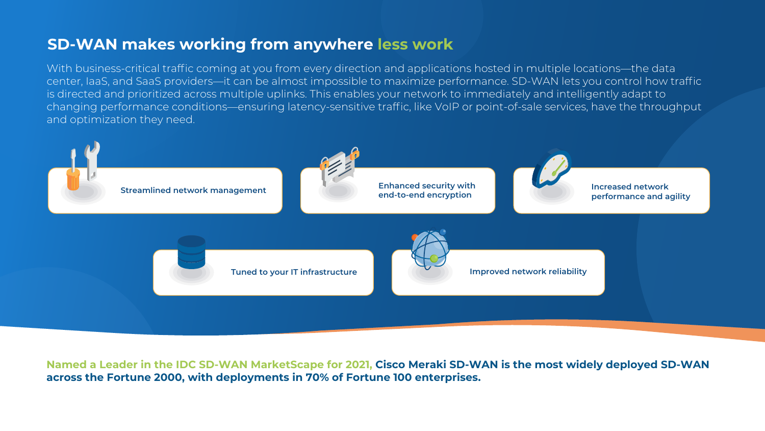## SD-WAN makes working from anywhere less work

With business-critical traffic coming at you from every direction and applications hosted in multiple locations—the data center, IaaS, and SaaS providers—it can be almost impossible to maximize performance. SD-WAN lets you control how traffic is directed and prioritized across multiple uplinks. This enables your network to immediately and intelligently adapt to changing performance conditions—ensuring latency-sensitive traffic, like VoIP or point-of-sale services, have the throughput and optimization they need.

- **Streamlined network management**
- **Enhanced security with end-to-end encryption**
- **Increased network performance and agility**
- **Tuned to your IT infrastructure**
- **Improved network reliability**

**Named a Leader in the IDC SD-WAN MarketScape for 2021, Cisco Meraki SD-WAN is the most widely deployed SD-WAN across the Fortune 2000, with deployments in 70% of Fortune 100 enterprises.**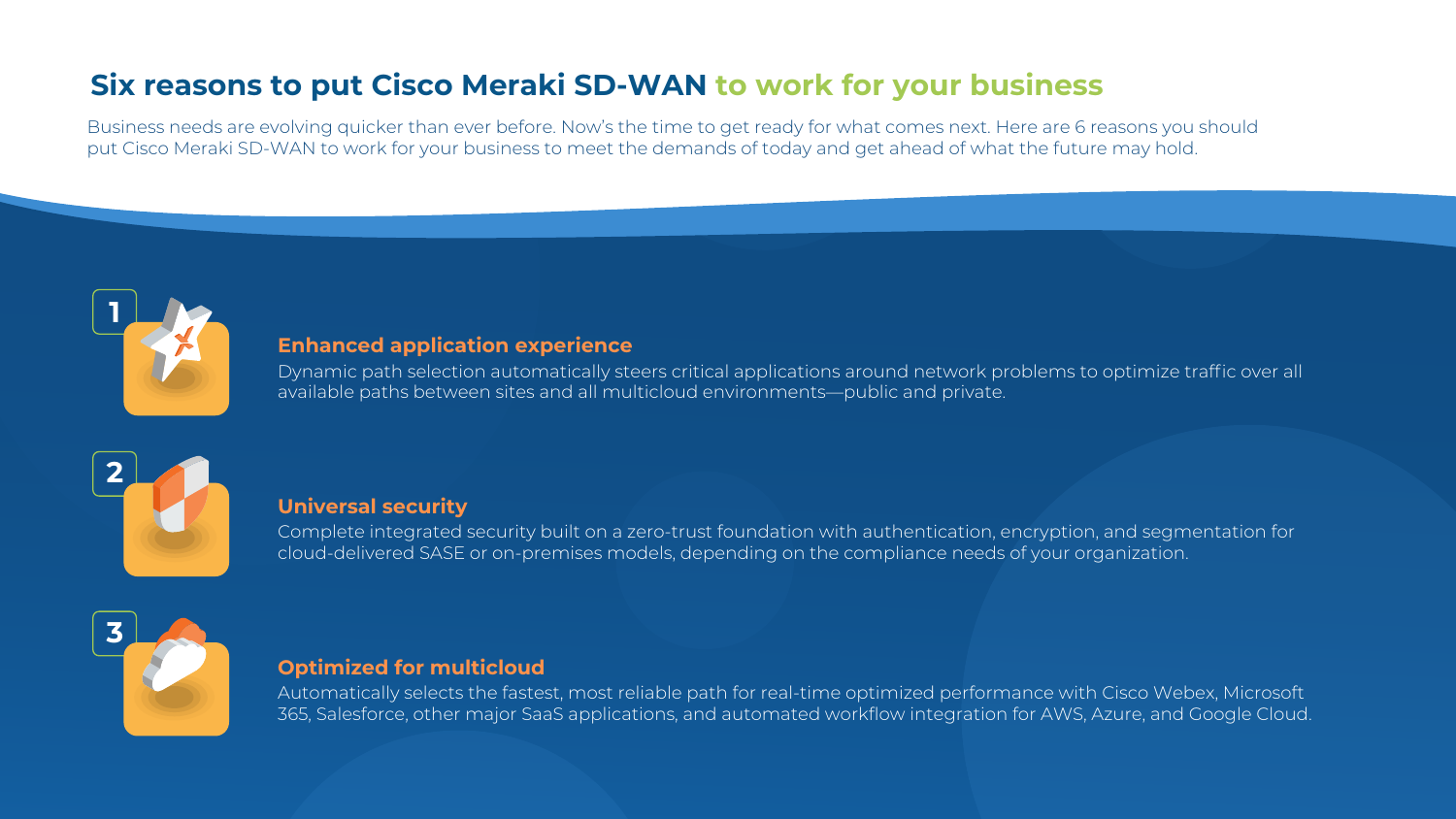# Six reasons to put Cisco Meraki SD-WAN to work for your business

Business needs are evolving quicker than ever before. Now's the time to get ready for what comes next. Here are 6 reasons you should put Cisco Meraki SD-WAN to work for your business to meet the demands of today and get ahead of what the future may hold.

## 1 Enhanced application experience

Dynamic path selection automatically steers critical applications around network problems to optimize traffic over all available paths between sites and all multicloud environments—public and private.

## 2 Universal security

Complete integrated security built on a zero-trust foundation with authentication, encryption, and segmentation for cloud-delivered SASE or on-premises models, depending on the compliance needs of your organization.

## 3 Optimized for multicloud

Automatically selects the fastest, most reliable path for real-time optimized performance with Cisco Webex, Microsoft 365, Salesforce, other major SaaS applications, and automated workflow integration for AWS, Azure, and Google Cloud.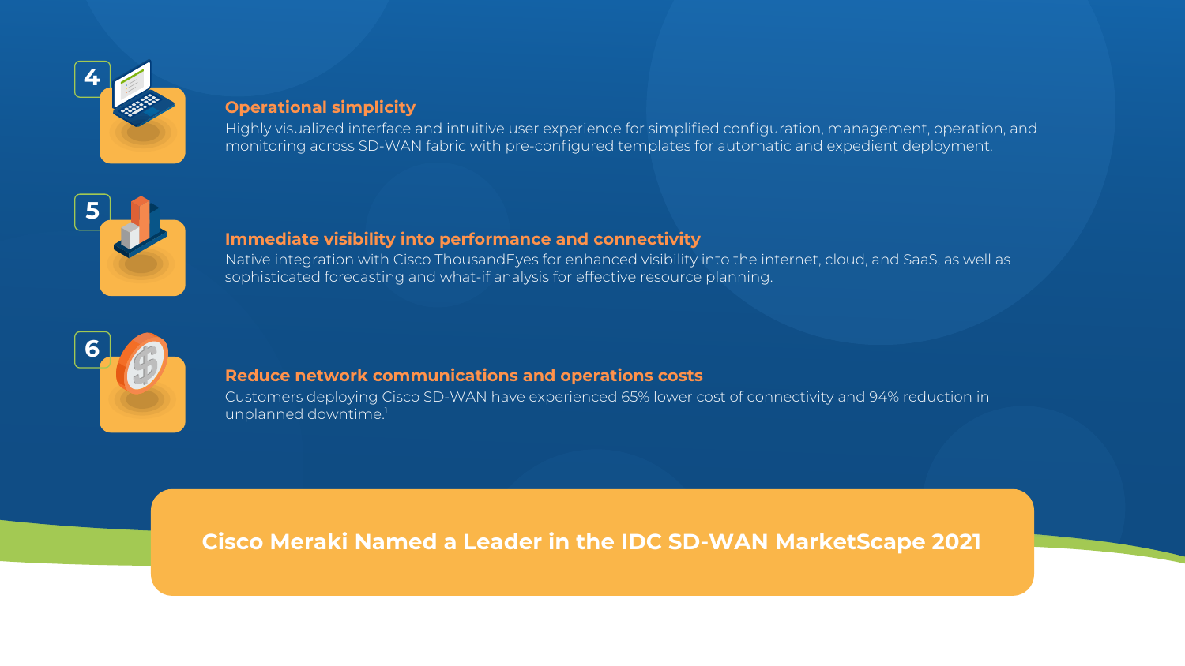4

### Operational simplicity

Highly visualized interface and intuitive user experience for simplified configuration, management, operation, and monitoring across SD-WAN fabric with pre-configured templates for automatic and expedient deployment.

5

### Immediate visibility into performance and connectivity

Native integration with Cisco ThousandEyes for enhanced visibility into the internet, cloud, and SaaS, as well as sophisticated forecasting and what-if analysis for effective resource planning.

6

### Reduce network communications and operations costs

Customers deploying Cisco SD-WAN have experienced 65% lower cost of connectivity and 94% reduction in unplanned downtime.[1]

**Cisco Meraki Named a Leader in the IDC SD-WAN MarketScape 2021**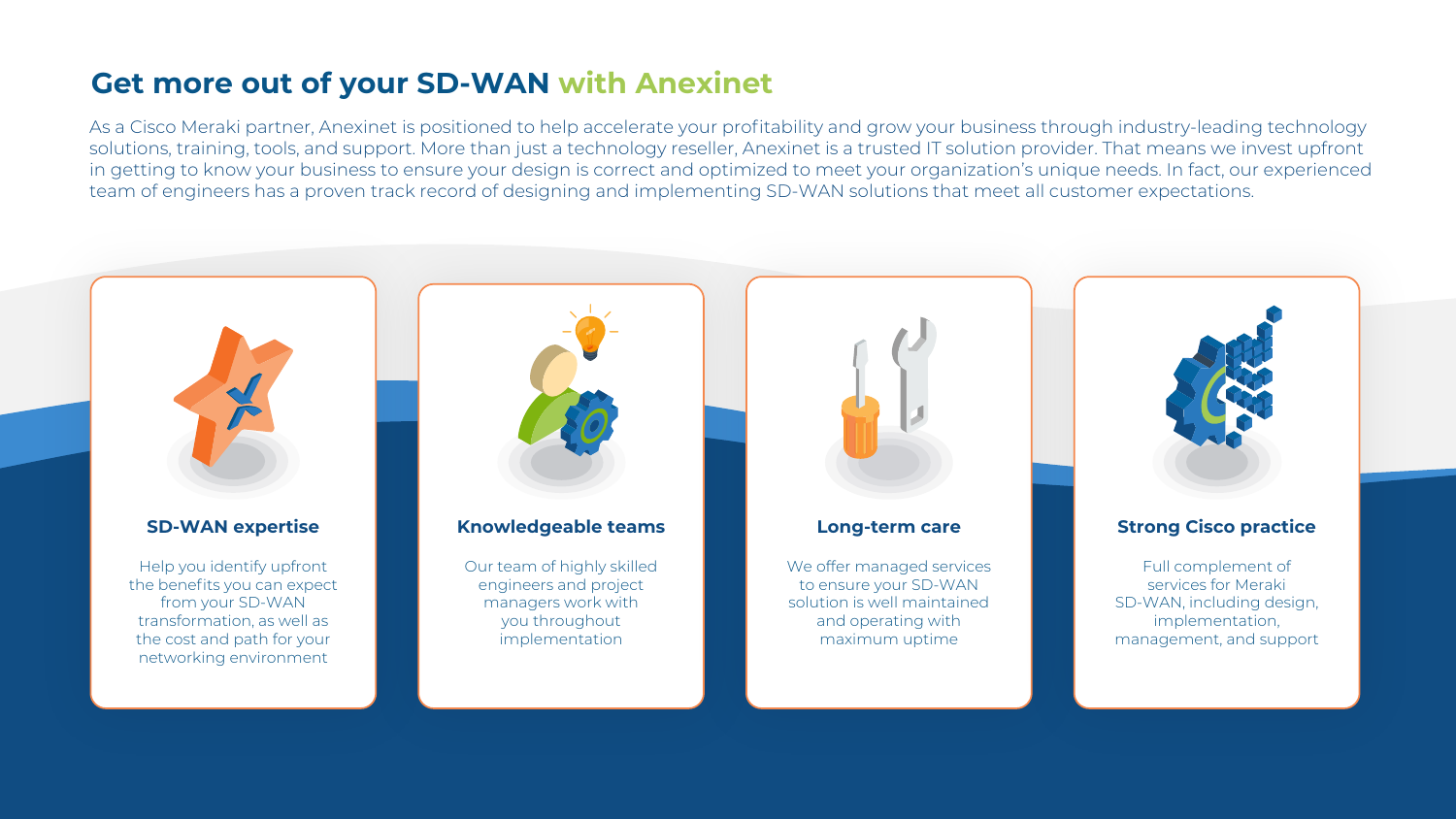## Get more out of your SD-WAN with Anexinet

As a Cisco Meraki partner, Anexinet is positioned to help accelerate your profitability and grow your business through industry-leading technology solutions, training, tools, and support. More than just a technology reseller, Anexinet is a trusted IT solution provider. That means we invest upfront in getting to know your business to ensure your design is correct and optimized to meet your organization's unique needs. In fact, our experienced team of engineers has a proven track record of designing and implementing SD-WAN solutions that meet all customer expectations.

### SD-WAN expertise

Help you identify upfront the benefits you can expect from your SD-WAN transformation, as well as the cost and path for your networking environment

### Knowledgeable teams

Our team of highly skilled engineers and project managers work with you throughout implementation

### Long-term care

We offer managed services to ensure your SD-WAN solution is well maintained and operating with maximum uptime

### Strong Cisco practice

Full complement of services for Meraki SD-WAN, including design, implementation, management, and support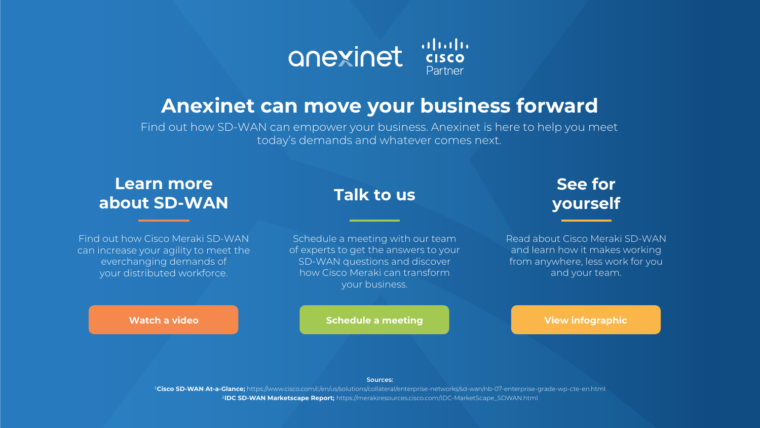anexinet | cisco Partner

# Anexinet can move your business forward

Find out how SD-WAN can empower your business. Anexinet is here to help you meet today's demands and whatever comes next.

## Learn more about SD-WAN

Find out how Cisco Meraki SD-WAN can increase your agility to meet the everchanging demands of your distributed workforce.

**Watch a video**

## Talk to us

Schedule a meeting with our team of experts to get the answers to your SD-WAN questions and discover how Cisco Meraki can transform your business.

**Schedule a meeting**

## See for yourself

Read about Cisco Meraki SD-WAN and learn how it makes working from anywhere, less work for you and your team.

**View infographic**

**Sources:**

[1] **Cisco SD-WAN At-a-Glance;** https://www.cisco.com/c/en/us/solutions/collateral/enterprise-networks/sd-wan/nb-07-enterprise-grade-wp-cte-en.html

[2] **IDC SD-WAN Marketscape Report;** https://merakiresources.cisco.com/IDC-MarketScape_SDWAN.html